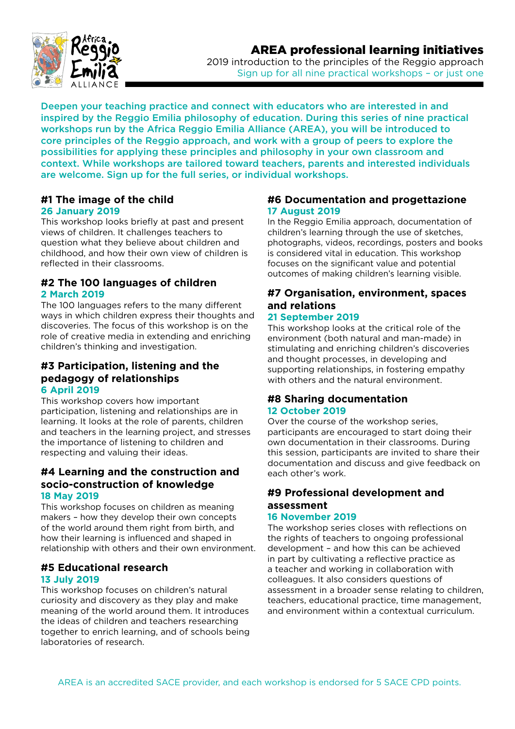# AREA professional learning initiatives

2019 introduction to the principles of the Reggio approach

Sign up for all nine practical workshops – or just one

**Deepen your teaching practice and connect with educators who are interested in and inspired by the Reggio Emilia philosophy of education. During this series of nine practical workshops run by the Africa Reggio Emilia Alliance (AREA), you will be introduced to core principles of the Reggio approach, and work with a group of peers to explore the possibilities for applying these principles and philosophy in your own classroom and context. While workshops are tailored toward teachers, parents and interested individuals are welcome. Sign up for the full series, or individual workshops.**

## #1 The image of the child

**26 January 2019**

This workshop looks briefly at past and present views of children. It challenges teachers to question what they believe about children and childhood, and how their own view of children is reflected in their classrooms.

## #2 The 100 languages of children

**2 March 2019**

The 100 languages refers to the many different ways in which children express their thoughts and discoveries. The focus of this workshop is on the role of creative media in extending and enriching children's thinking and investigation.

## #3 Participation, listening and the pedagogy of relationships

**6 April 2019**

This workshop covers how important participation, listening and relationships are in learning. It looks at the role of parents, children and teachers in the learning project, and stresses the importance of listening to children and respecting and valuing their ideas.

## #4 Learning and the construction and socio-construction of knowledge

**18 May 2019**

This workshop focuses on children as meaning makers – how they develop their own concepts of the world around them right from birth, and how their learning is influenced and shaped in relationship with others and their own environment.

## #5 Educational research

**13 July 2019**

This workshop focuses on children's natural curiosity and discovery as they play and make meaning of the world around them. It introduces the ideas of children and teachers researching together to enrich learning, and of schools being laboratories of research.

## #6 Documentation and progettazione

**17 August 2019**

In the Reggio Emilia approach, documentation of children's learning through the use of sketches, photographs, videos, recordings, posters and books is considered vital in education. This workshop focuses on the significant value and potential outcomes of making children's learning visible.

## #7 Organisation, environment, spaces and relations

**21 September 2019**

This workshop looks at the critical role of the environment (both natural and man-made) in stimulating and enriching children's discoveries and thought processes, in developing and supporting relationships, in fostering empathy with others and the natural environment.

## #8 Sharing documentation

**12 October 2019**

Over the course of the workshop series, participants are encouraged to start doing their own documentation in their classrooms. During this session, participants are invited to share their documentation and discuss and give feedback on each other's work.

## #9 Professional development and assessment

**16 November 2019**

The workshop series closes with reflections on the rights of teachers to ongoing professional development – and how this can be achieved in part by cultivating a reflective practice as a teacher and working in collaboration with colleagues. It also considers questions of assessment in a broader sense relating to children, teachers, educational practice, time management, and environment within a contextual curriculum.

AREA is an accredited SACE provider, and each workshop is endorsed for 5 SACE CPD points.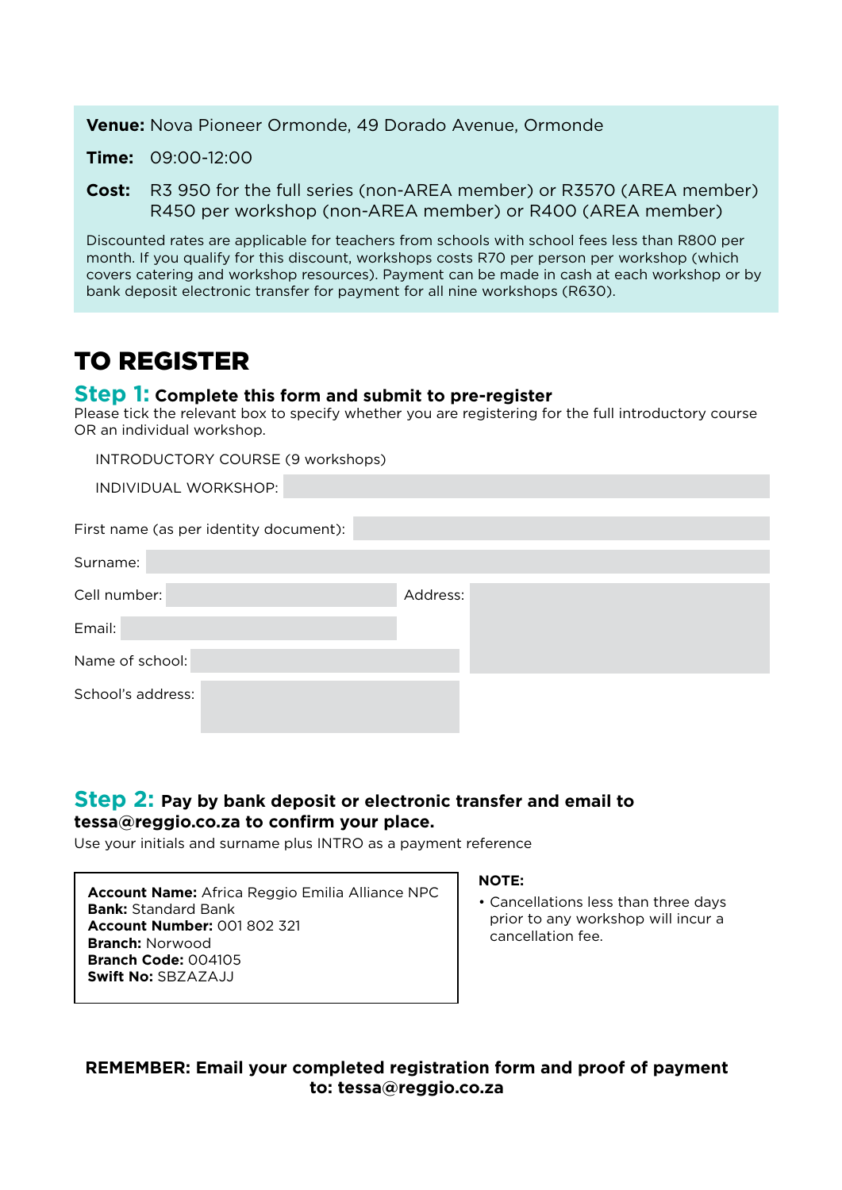**Venue:** Nova Pioneer Ormonde, 49 Dorado Avenue, Ormonde

**Time:** 09:00-12:00

**Cost:** R3 950 for the full series (non-AREA member) or R3570 (AREA member)
R450 per workshop (non-AREA member) or R400 (AREA member)

Discounted rates are applicable for teachers from schools with school fees less than R800 per month. If you qualify for this discount, workshops costs R70 per person per workshop (which covers catering and workshop resources). Payment can be made in cash at each workshop or by bank deposit electronic transfer for payment for all nine workshops (R630).

# TO REGISTER

## Step 1: Complete this form and submit to pre-register

Please tick the relevant box to specify whether you are registering for the full introductory course OR an individual workshop.

INTRODUCTORY COURSE (9 workshops)

INDIVIDUAL WORKSHOP:

First name (as per identity document):

Surname:

Cell number:

Address:

Email:

Name of school:

School's address:

## Step 2: Pay by bank deposit or electronic transfer and email to tessa@reggio.co.za to confirm your place.

Use your initials and surname plus INTRO as a payment reference

**Account Name:** Africa Reggio Emilia Alliance NPC
**Bank:** Standard Bank
**Account Number:** 001 802 321
**Branch:** Norwood
**Branch Code:** 004105
**Swift No:** SBZAZAJJ

**NOTE:**

- Cancellations less than three days prior to any workshop will incur a cancellation fee.

**REMEMBER: Email your completed registration form and proof of payment to: tessa@reggio.co.za**